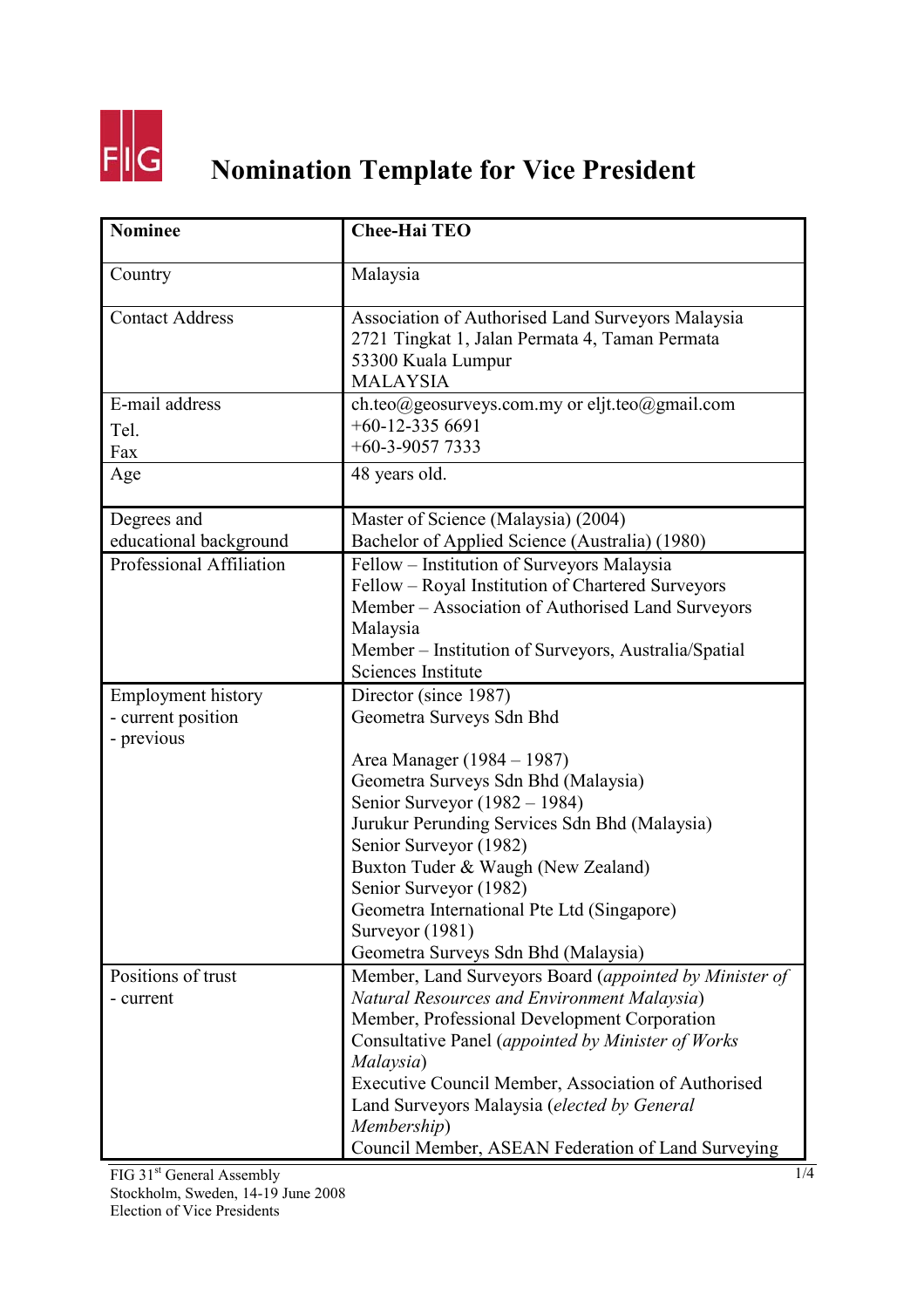# Nomination Template for Vice President

| **Nominee** | **Chee-Hai TEO** |
|---|---|
| Country | Malaysia |
| Contact Address | Association of Authorised Land Surveyors Malaysia<br>2721 Tingkat 1, Jalan Permata 4, Taman Permata<br>53300 Kuala Lumpur<br>MALAYSIA |
| E-mail address<br>Tel.<br>Fax | ch.teo@geosurveys.com.my or eljt.teo@gmail.com<br>+60-12-335 6691<br>+60-3-9057 7333 |
| Age | 48 years old. |
| Degrees and educational background | Master of Science (Malaysia) (2004)<br>Bachelor of Applied Science (Australia) (1980) |
| Professional Affiliation | Fellow – Institution of Surveyors Malaysia<br>Fellow – Royal Institution of Chartered Surveyors<br>Member – Association of Authorised Land Surveyors Malaysia<br>Member – Institution of Surveyors, Australia/Spatial Sciences Institute |
| Employment history<br>- current position<br>- previous | Director (since 1987)<br>Geometra Surveys Sdn Bhd<br><br>Area Manager (1984 – 1987)<br>Geometra Surveys Sdn Bhd (Malaysia)<br>Senior Surveyor (1982 – 1984)<br>Jurukur Perunding Services Sdn Bhd (Malaysia)<br>Senior Surveyor (1982)<br>Buxton Tuder & Waugh (New Zealand)<br>Senior Surveyor (1982)<br>Geometra International Pte Ltd (Singapore)<br>Surveyor (1981)<br>Geometra Surveys Sdn Bhd (Malaysia) |
| Positions of trust<br>- current | Member, Land Surveyors Board (*appointed by Minister of Natural Resources and Environment Malaysia*)<br>Member, Professional Development Corporation Consultative Panel (*appointed by Minister of Works Malaysia*)<br>Executive Council Member, Association of Authorised Land Surveyors Malaysia (*elected by General Membership*)<br>Council Member, ASEAN Federation of Land Surveying |

FIG 31st General Assembly
Stockholm, Sweden, 14-19 June 2008
Election of Vice Presidents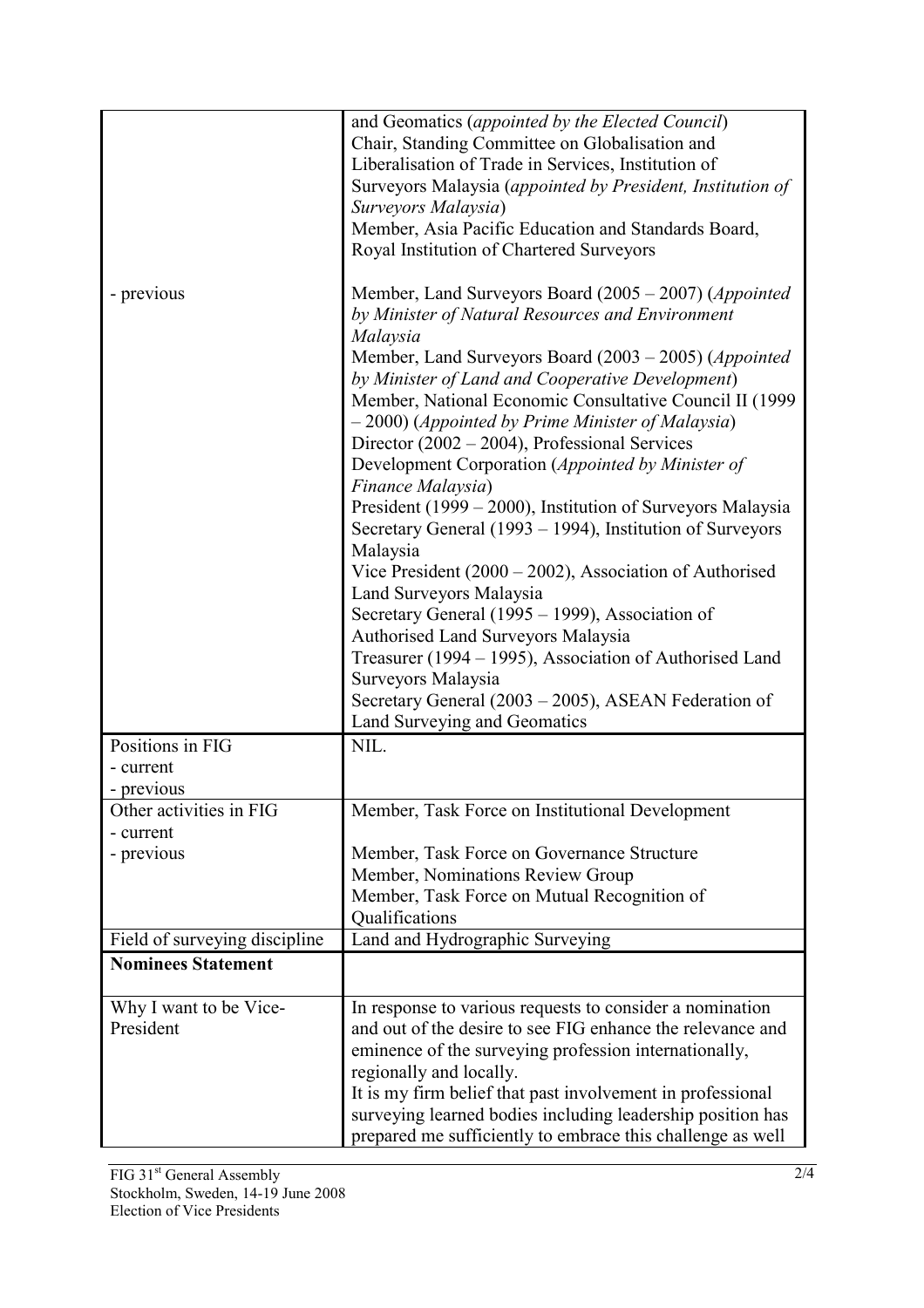| | |
|---|---|
| | and Geomatics (*appointed by the Elected Council*)<br>Chair, Standing Committee on Globalisation and Liberalisation of Trade in Services, Institution of Surveyors Malaysia (*appointed by President, Institution of Surveyors Malaysia*)<br>Member, Asia Pacific Education and Standards Board, Royal Institution of Chartered Surveyors |
| - previous | Member, Land Surveyors Board (2005 – 2007) (*Appointed by Minister of Natural Resources and Environment Malaysia*<br>Member, Land Surveyors Board (2003 – 2005) (*Appointed by Minister of Land and Cooperative Development*)<br>Member, National Economic Consultative Council II (1999 – 2000) (*Appointed by Prime Minister of Malaysia*)<br>Director (2002 – 2004), Professional Services Development Corporation (*Appointed by Minister of Finance Malaysia*)<br>President (1999 – 2000), Institution of Surveyors Malaysia<br>Secretary General (1993 – 1994), Institution of Surveyors Malaysia<br>Vice President (2000 – 2002), Association of Authorised Land Surveyors Malaysia<br>Secretary General (1995 – 1999), Association of Authorised Land Surveyors Malaysia<br>Treasurer (1994 – 1995), Association of Authorised Land Surveyors Malaysia<br>Secretary General (2003 – 2005), ASEAN Federation of Land Surveying and Geomatics |
| Positions in FIG<br>- current<br>- previous | NIL. |
| Other activities in FIG<br>- current<br>- previous | Member, Task Force on Institutional Development<br><br>Member, Task Force on Governance Structure<br>Member, Nominations Review Group<br>Member, Task Force on Mutual Recognition of Qualifications |
| Field of surveying discipline | Land and Hydrographic Surveying |
| **Nominees Statement** | |
| Why I want to be Vice-President | In response to various requests to consider a nomination and out of the desire to see FIG enhance the relevance and eminence of the surveying profession internationally, regionally and locally.<br>It is my firm belief that past involvement in professional surveying learned bodies including leadership position has prepared me sufficiently to embrace this challenge as well |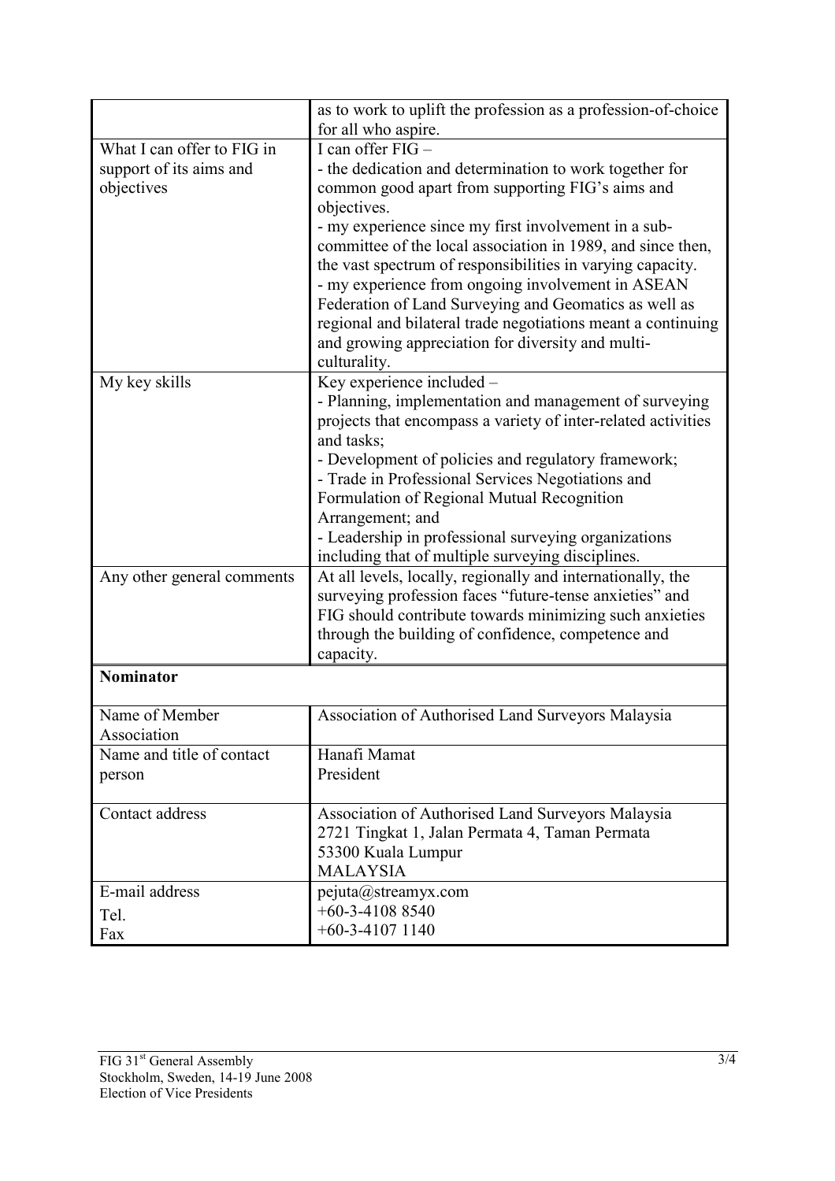| | |
|---|---|
| | as to work to uplift the profession as a profession-of-choice for all who aspire. |
| What I can offer to FIG in support of its aims and objectives | I can offer FIG – <br>- the dedication and determination to work together for common good apart from supporting FIG's aims and objectives. <br>- my experience since my first involvement in a sub-committee of the local association in 1989, and since then, the vast spectrum of responsibilities in varying capacity. <br>- my experience from ongoing involvement in ASEAN Federation of Land Surveying and Geomatics as well as regional and bilateral trade negotiations meant a continuing and growing appreciation for diversity and multi-culturality. |
| My key skills | Key experience included – <br>- Planning, implementation and management of surveying projects that encompass a variety of inter-related activities and tasks; <br>- Development of policies and regulatory framework; <br>- Trade in Professional Services Negotiations and Formulation of Regional Mutual Recognition Arrangement; and <br>- Leadership in professional surveying organizations including that of multiple surveying disciplines. |
| Any other general comments | At all levels, locally, regionally and internationally, the surveying profession faces "future-tense anxieties" and FIG should contribute towards minimizing such anxieties through the building of confidence, competence and capacity. |

**Nominator**

| | |
|---|---|
| Name of Member Association | Association of Authorised Land Surveyors Malaysia |
| Name and title of contact person | Hanafi Mamat <br>President |
| Contact address | Association of Authorised Land Surveyors Malaysia <br>2721 Tingkat 1, Jalan Permata 4, Taman Permata <br>53300 Kuala Lumpur <br>MALAYSIA |
| E-mail address <br>Tel. <br>Fax | pejuta@streamyx.com <br>+60-3-4108 8540 <br>+60-3-4107 1140 |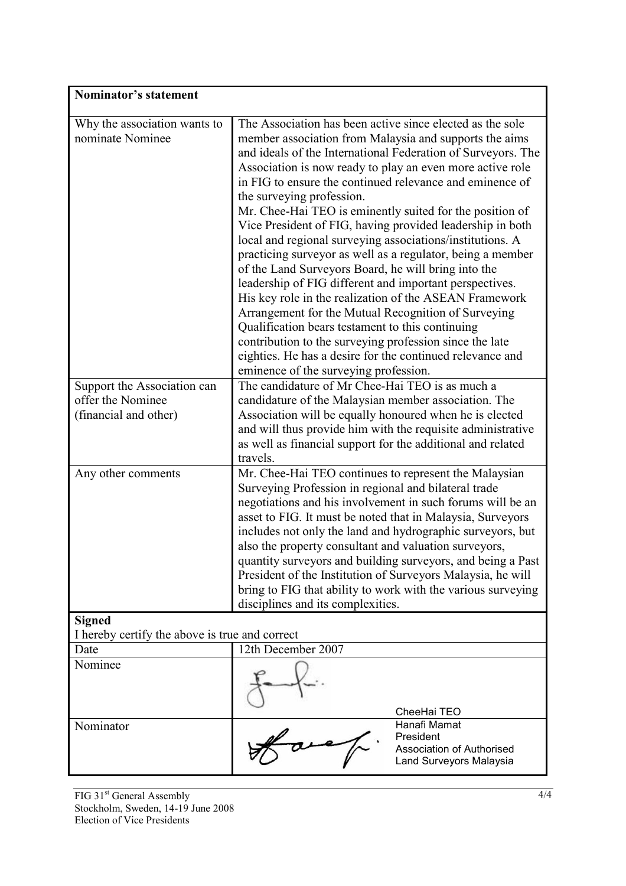| **Nominator's statement** | |
|---|---|
| Why the association wants to nominate Nominee | The Association has been active since elected as the sole member association from Malaysia and supports the aims and ideals of the International Federation of Surveyors. The Association is now ready to play an even more active role in FIG to ensure the continued relevance and eminence of the surveying profession.<br>Mr. Chee-Hai TEO is eminently suited for the position of Vice President of FIG, having provided leadership in both local and regional surveying associations/institutions. A practicing surveyor as well as a regulator, being a member of the Land Surveyors Board, he will bring into the leadership of FIG different and important perspectives.<br>His key role in the realization of the ASEAN Framework Arrangement for the Mutual Recognition of Surveying Qualification bears testament to this continuing contribution to the surveying profession since the late eighties. He has a desire for the continued relevance and eminence of the surveying profession. |
| Support the Association can offer the Nominee (financial and other) | The candidature of Mr Chee-Hai TEO is as much a candidature of the Malaysian member association. The Association will be equally honoured when he is elected and will thus provide him with the requisite administrative as well as financial support for the additional and related travels. |
| Any other comments | Mr. Chee-Hai TEO continues to represent the Malaysian Surveying Profession in regional and bilateral trade negotiations and his involvement in such forums will be an asset to FIG. It must be noted that in Malaysia, Surveyors includes not only the land and hydrographic surveyors, but also the property consultant and valuation surveyors, quantity surveyors and building surveyors, and being a Past President of the Institution of Surveyors Malaysia, he will bring to FIG that ability to work with the various surveying disciplines and its complexities. |

| **Signed**<br>I hereby certify the above is true and correct | |
|---|---|
| Date | 12th December 2007 |
| Nominee | CheeHai TEO |
| Nominator | Hanafi Mamat<br>President<br>Association of Authorised Land Surveyors Malaysia |